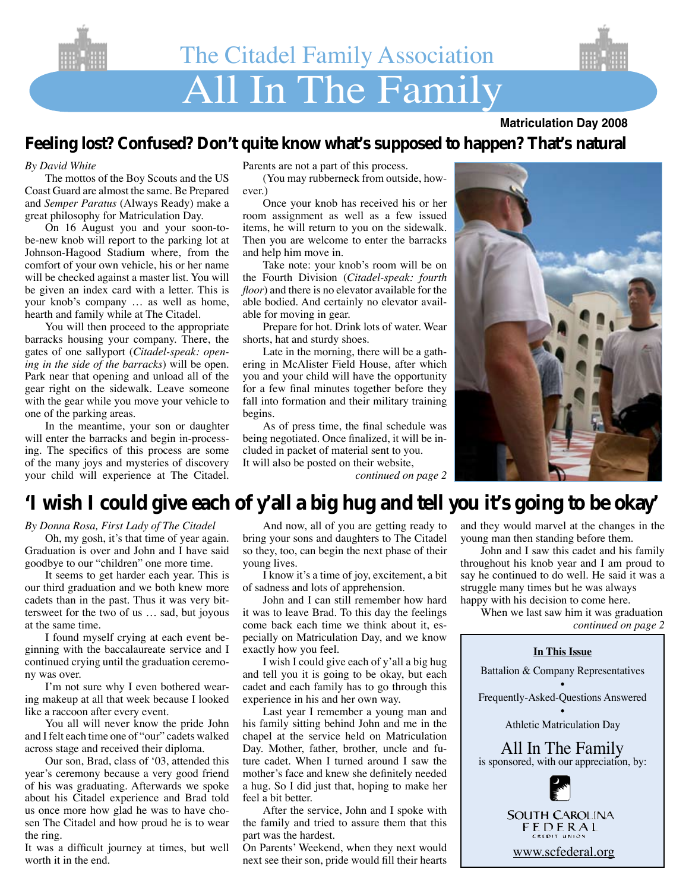# The Citadel Family Association

# All In The Family

**Matriculation Day 2008**

## Feeling lost? Confused? Don't quite know what's supposed to happen? That's natural

*By David White*

The mottos of the Boy Scouts and the US Coast Guard are almost the same. Be Prepared and *Semper Paratus* (Always Ready) make a great philosophy for Matriculation Day.

On 16 August you and your soon-to-be-new knob will report to the parking lot at Johnson-Hagood Stadium where, from the comfort of your own vehicle, his or her name will be checked against a master list. You will be given an index card with a letter. This is your knob's company … as well as home, hearth and family while at The Citadel.

You will then proceed to the appropriate barracks housing your company. There, the gates of one sallyport (*Citadel-speak: opening in the side of the barracks*) will be open. Park near that opening and unload all of the gear right on the sidewalk. Leave someone with the gear while you move your vehicle to one of the parking areas.

In the meantime, your son or daughter will enter the barracks and begin in-processing. The specifics of this process are some of the many joys and mysteries of discovery your child will experience at The Citadel. Parents are not a part of this process.

(You may rubberneck from outside, however.)

Once your knob has received his or her room assignment as well as a few issued items, he will return to you on the sidewalk. Then you are welcome to enter the barracks and help him move in.

Take note: your knob's room will be on the Fourth Division (*Citadel-speak: fourth floor*) and there is no elevator available for the able bodied. And certainly no elevator available for moving in gear.

Prepare for hot. Drink lots of water. Wear shorts, hat and sturdy shoes.

Late in the morning, there will be a gathering in McAlister Field House, after which you and your child will have the opportunity for a few final minutes together before they fall into formation and their military training begins.

As of press time, the final schedule was being negotiated. Once finalized, it will be included in packet of material sent to you. It will also be posted on their website,

*continued on page 2*

## 'I wish I could give each of y'all a big hug and tell you it's going to be okay'

*By Donna Rosa, First Lady of The Citadel*

Oh, my gosh, it's that time of year again. Graduation is over and John and I have said goodbye to our "children" one more time.

It seems to get harder each year. This is our third graduation and we both knew more cadets than in the past. Thus it was very bittersweet for the two of us … sad, but joyous at the same time.

I found myself crying at each event beginning with the baccalaureate service and I continued crying until the graduation ceremony was over.

I'm not sure why I even bothered wearing makeup at all that week because I looked like a raccoon after every event.

You all will never know the pride John and I felt each time one of "our" cadets walked across stage and received their diploma.

Our son, Brad, class of '03, attended this year's ceremony because a very good friend of his was graduating. Afterwards we spoke about his Citadel experience and Brad told us once more how glad he was to have chosen The Citadel and how proud he is to wear the ring.

It was a difficult journey at times, but well worth it in the end.

And now, all of you are getting ready to bring your sons and daughters to The Citadel so they, too, can begin the next phase of their young lives.

I know it's a time of joy, excitement, a bit of sadness and lots of apprehension.

John and I can still remember how hard it was to leave Brad. To this day the feelings come back each time we think about it, especially on Matriculation Day, and we know exactly how you feel.

I wish I could give each of y'all a big hug and tell you it is going to be okay, but each cadet and each family has to go through this experience in his and her own way.

Last year I remember a young man and his family sitting behind John and me in the chapel at the service held on Matriculation Day. Mother, father, brother, uncle and future cadet. When I turned around I saw the mother's face and knew she definitely needed a hug. So I did just that, hoping to make her feel a bit better.

After the service, John and I spoke with the family and tried to assure them that this part was the hardest.

On Parents' Weekend, when they next would next see their son, pride would fill their hearts and they would marvel at the changes in the young man then standing before them.

John and I saw this cadet and his family throughout his knob year and I am proud to say he continued to do well. He said it was a struggle many times but he was always happy with his decision to come here.

When we last saw him it was graduation

*continued on page 2*

**In This Issue**

Battalion & Company Representatives

•

Frequently-Asked-Questions Answered

•

Athletic Matriculation Day

All In The Family is sponsored, with our appreciation, by:

South Carolina Federal Credit Union

www.scfederal.org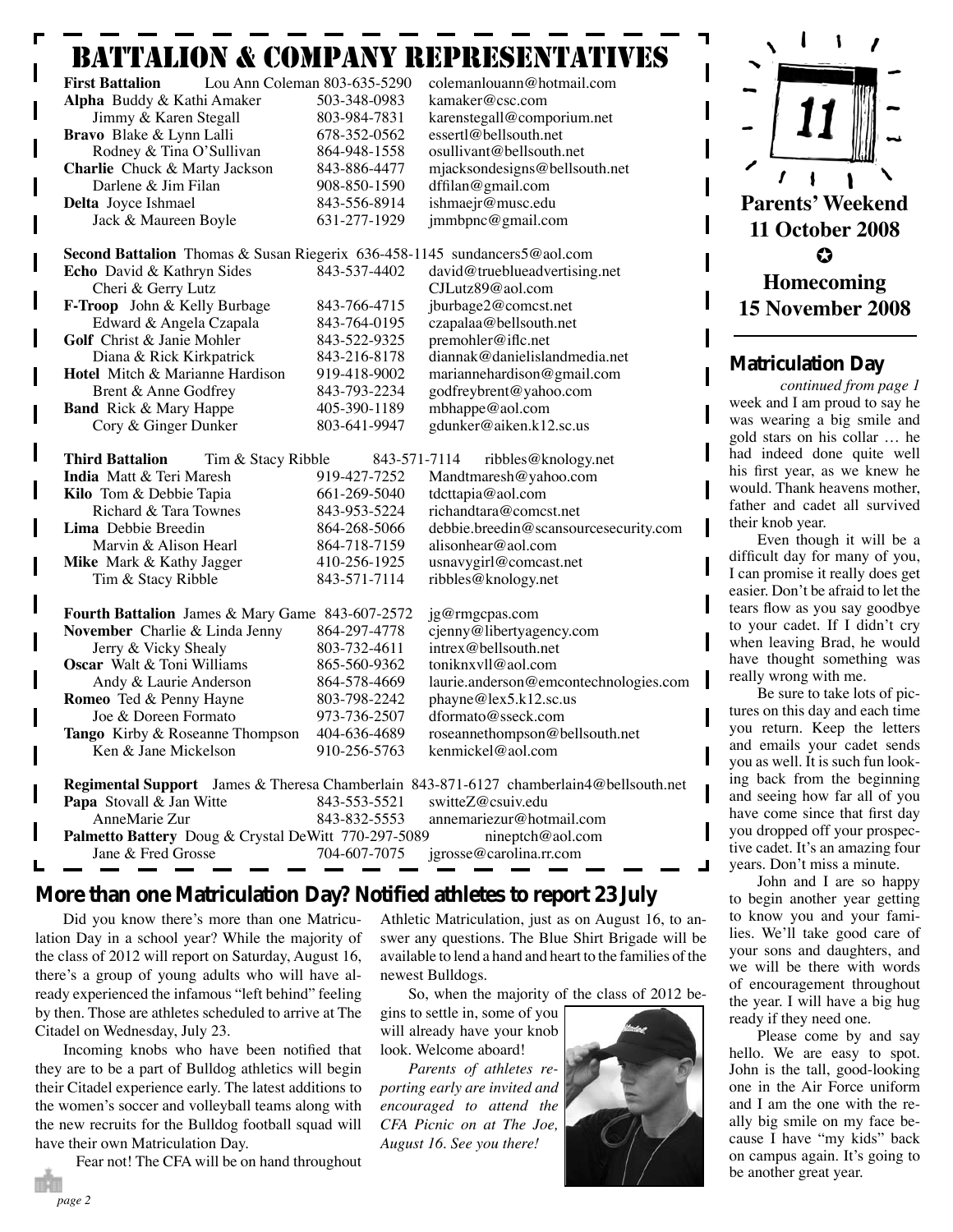# Battalion & Company Representatives

| | | |
|---|---|---|
| **First Battalion** Lou Ann Coleman | 803-635-5290 | colemanlouann@hotmail.com |
| **Alpha** Buddy & Kathi Amaker | 503-348-0983 | kamaker@csc.com |
| Jimmy & Karen Stegall | 803-984-7831 | karenstegall@comporium.net |
| **Bravo** Blake & Lynn Lalli | 678-352-0562 | essertl@bellsouth.net |
| Rodney & Tina O'Sullivan | 864-948-1558 | osullivant@bellsouth.net |
| **Charlie** Chuck & Marty Jackson | 843-886-4477 | mjacksondesigns@bellsouth.net |
| Darlene & Jim Filan | 908-850-1590 | dffilan@gmail.com |
| **Delta** Joyce Ishmael | 843-556-8914 | ishmaejr@musc.edu |
| Jack & Maureen Boyle | 631-277-1929 | jmmbpnc@gmail.com |
| **Second Battalion** Thomas & Susan Riegerix | 636-458-1145 | sundancers5@aol.com |
| **Echo** David & Kathryn Sides | 843-537-4402 | david@trueblueadvertising.net |
| Cheri & Gerry Lutz | | CJLutz89@aol.com |
| **F-Troop** John & Kelly Burbage | 843-766-4715 | jburbage2@comcst.net |
| Edward & Angela Czapala | 843-764-0195 | czapalaa@bellsouth.net |
| **Golf** Christ & Janie Mohler | 843-522-9325 | premohler@iflc.net |
| Diana & Rick Kirkpatrick | 843-216-8178 | diannak@danielislandmedia.net |
| **Hotel** Mitch & Marianne Hardison | 919-418-9002 | mariannehardison@gmail.com |
| Brent & Anne Godfrey | 843-793-2234 | godfreybrent@yahoo.com |
| **Band** Rick & Mary Happe | 405-390-1189 | mbhappe@aol.com |
| Cory & Ginger Dunker | 803-641-9947 | gdunker@aiken.k12.sc.us |
| **Third Battalion** Tim & Stacy Ribble | 843-571-7114 | ribbles@knology.net |
| **India** Matt & Teri Maresh | 919-427-7252 | Mandtmaresh@yahoo.com |
| **Kilo** Tom & Debbie Tapia | 661-269-5040 | tdcttapia@aol.com |
| Richard & Tara Townes | 843-953-5224 | richandtara@comcast.net |
| **Lima** Debbie Breedin | 864-268-5066 | debbie.breedin@scansourcesecurity.com |
| Marvin & Alison Hearl | 864-718-7159 | alisonhear@aol.com |
| **Mike** Mark & Kathy Jagger | 410-256-1925 | usnavygirl@comcast.net |
| Tim & Stacy Ribble | 843-571-7114 | ribbles@knology.net |
| **Fourth Battalion** James & Mary Game | 843-607-2572 | jg@rmgcpas.com |
| **November** Charlie & Linda Jenny | 864-297-4778 | cjenny@libertyagency.com |
| Jerry & Vicky Shealy | 803-732-4611 | intrex@bellsouth.net |
| **Oscar** Walt & Toni Williams | 865-560-9362 | toniknxvll@aol.com |
| Andy & Laurie Anderson | 864-578-4669 | laurie.anderson@emcontechnologies.com |
| **Romeo** Ted & Penny Hayne | 803-798-2242 | phayne@lex5.k12.sc.us |
| Joe & Doreen Formato | 973-736-2507 | dformato@sseck.com |
| **Tango** Kirby & Roseanne Thompson | 404-636-4689 | roseannethompson@bellsouth.net |
| Ken & Jane Mickelson | 910-256-5763 | kenmickel@aol.com |
| **Regimental Support** James & Theresa Chamberlain | 843-871-6127 | chamberlain4@bellsouth.net |
| **Papa** Stovall & Jan Witte | 843-553-5521 | switteZ@csuiv.edu |
| AnneMarie Zur | 843-832-5553 | annemariezur@hotmail.com |
| **Palmetto Battery** Doug & Crystal DeWitt | 770-297-5089 | nineptch@aol.com |
| Jane & Fred Grosse | 704-607-7075 | jgrosse@carolina.rr.com |

## More than one Matriculation Day? Notified athletes to report 23 July

Did you know there's more than one Matriculation Day in a school year? While the majority of the class of 2012 will report on Saturday, August 16, there's a group of young adults who will have already experienced the infamous "left behind" feeling by then. Those are athletes scheduled to arrive at The Citadel on Wednesday, July 23.

Incoming knobs who have been notified that they are to be a part of Bulldog athletics will begin their Citadel experience early. The latest additions to the women's soccer and volleyball teams along with the new recruits for the Bulldog football squad will have their own Matriculation Day.

Fear not! The CFA will be on hand throughout Athletic Matriculation, just as on August 16, to answer any questions. The Blue Shirt Brigade will be available to lend a hand and heart to the families of the newest Bulldogs.

So, when the majority of the class of 2012 begins to settle in, some of you will already have your knob look. Welcome aboard!

*Parents of athletes reporting early are invited and encouraged to attend the CFA Picnic on at The Joe, August 16. See you there!*

**Parents' Weekend**
**11 October 2008**

**Homecoming**
**15 November 2008**

## Matriculation Day

*continued from page 1*

week and I am proud to say he was wearing a big smile and gold stars on his collar … he had indeed done quite well his first year, as we knew he would. Thank heavens mother, father and cadet all survived their knob year.

Even though it will be a difficult day for many of you, I can promise it really does get easier. Don't be afraid to let the tears flow as you say goodbye to your cadet. If I didn't cry when leaving Brad, he would have thought something was really wrong with me.

Be sure to take lots of pictures on this day and each time you return. Keep the letters and emails your cadet sends you as well. It is such fun looking back from the beginning and seeing how far all of you have come since that first day you dropped off your prospective cadet. It's an amazing four years. Don't miss a minute.

John and I are so happy to begin another year getting to know you and your families. We'll take good care of your sons and daughters, and we will be there with words of encouragement throughout the year. I will have a big hug ready if they need one.

Please come by and say hello. We are easy to spot. John is the tall, good-looking one in the Air Force uniform and I am the one with the really big smile on my face because I have "my kids" back on campus again. It's going to be another great year.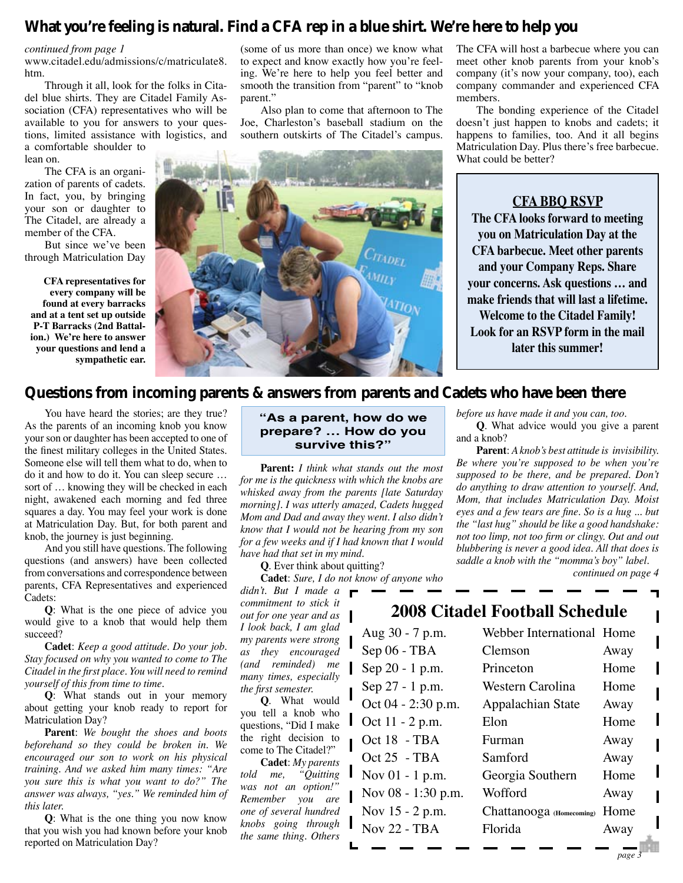## What you're feeling is natural. Find a CFA rep in a blue shirt. We're here to help you

*continued from page 1*

www.citadel.edu/admissions/c/matriculate8.htm.

Through it all, look for the folks in Citadel blue shirts. They are Citadel Family Association (CFA) representatives who will be available to you for answers to your questions, limited assistance with logistics, and a comfortable shoulder to lean on.

The CFA is an organization of parents of cadets. In fact, you, by bringing your son or daughter to The Citadel, are already a member of the CFA.

But since we've been through Matriculation Day (some of us more than once) we know what to expect and know exactly how you're feeling. We're here to help you feel better and smooth the transition from "parent" to "knob parent."

Also plan to come that afternoon to The Joe, Charleston's baseball stadium on the southern outskirts of The Citadel's campus. The CFA will host a barbecue where you can meet other knob parents from your knob's company (it's now your company, too), each company commander and experienced CFA members.

The bonding experience of the Citadel doesn't just happen to knobs and cadets; it happens to families, too. And it all begins Matriculation Day. Plus there's free barbecue. What could be better?

**CFA representatives for every company will be found at every barracks and at a tent set up outside P-T Barracks (2nd Battalion.) We're here to answer your questions and lend a sympathetic ear.**

### CFA BBQ RSVP

**The CFA looks forward to meeting you on Matriculation Day at the CFA barbecue. Meet other parents and your Company Reps. Share your concerns. Ask questions … and make friends that will last a lifetime. Welcome to the Citadel Family! Look for an RSVP form in the mail later this summer!**

## Questions from incoming parents & answers from parents and Cadets who have been there

You have heard the stories; are they true? As the parents of an incoming knob you know your son or daughter has been accepted to one of the finest military colleges in the United States. Someone else will tell them what to do, when to do it and how to do it. You can sleep secure … sort of … knowing they will be checked in each night, awakened each morning and fed three squares a day. You may feel your work is done at Matriculation Day. But, for both parent and knob, the journey is just beginning.

And you still have questions. The following questions (and answers) have been collected from conversations and correspondence between parents, CFA Representatives and experienced Cadets:

**Q**: What is the one piece of advice you would give to a knob that would help them succeed?

**Cadet**: *Keep a good attitude. Do your job. Stay focused on why you wanted to come to The Citadel in the first place. You will need to remind yourself of this from time to time.*

**Q**: What stands out in your memory about getting your knob ready to report for Matriculation Day?

**Parent**: *We bought the shoes and boots beforehand so they could be broken in. We encouraged our son to work on his physical training. And we asked him many times: "Are you sure this is what you want to do?" The answer was always, "yes." We reminded him of this later.*

**Q**: What is the one thing you now know that you wish you had known before your knob reported on Matriculation Day?

### "As a parent, how do we prepare? ... How do you survive this?"

**Parent:** *I think what stands out the most for me is the quickness with which the knobs are whisked away from the parents [late Saturday morning]. I was utterly amazed, Cadets hugged Mom and Dad and away they went. I also didn't know that I would not be hearing from my son for a few weeks and if I had known that I would have had that set in my mind.*

**Q**. Ever think about quitting?

**Cadet**: *Sure, I do not know of anyone who didn't. But I made a commitment to stick it out for one year and as I look back, I am glad my parents were strong as they encouraged (and reminded) me many times, especially the first semester.*

**Q**. What would you tell a knob who questions, "Did I make the right decision to come to The Citadel?"

**Cadet**: *My parents told me, "Quitting was not an option!" Remember you are one of several hundred knobs going through the same thing. Others before us have made it and you can, too.*

**Q**. What advice would you give a parent and a knob?

**Parent**: *A knob's best attitude is invisibility. Be where you're supposed to be when you're supposed to be there, and be prepared. Don't do anything to draw attention to yourself. And, Mom, that includes Matriculation Day. Moist eyes and a few tears are fine. So is a hug ... but the "last hug" should be like a good handshake: not too limp, not too firm or clingy. Out and out blubbering is never a good idea. All that does is saddle a knob with the "momma's boy" label.*

*continued on page 4*

### 2008 Citadel Football Schedule

| Date | Opponent | Location |
|---|---|---|
| Aug 30 - 7 p.m. | Webber International | Home |
| Sep 06 - TBA | Clemson | Away |
| Sep 20 - 1 p.m. | Princeton | Home |
| Sep 27 - 1 p.m. | Western Carolina | Home |
| Oct 04 - 2:30 p.m. | Appalachian State | Away |
| Oct 11 - 2 p.m. | Elon | Home |
| Oct 18 - TBA | Furman | Away |
| Oct 25 - TBA | Samford | Away |
| Nov 01 - 1 p.m. | Georgia Southern | Home |
| Nov 08 - 1:30 p.m. | Wofford | Away |
| Nov 15 - 2 p.m. | Chattanooga (Homecoming) | Home |
| Nov 22 - TBA | Florida | Away |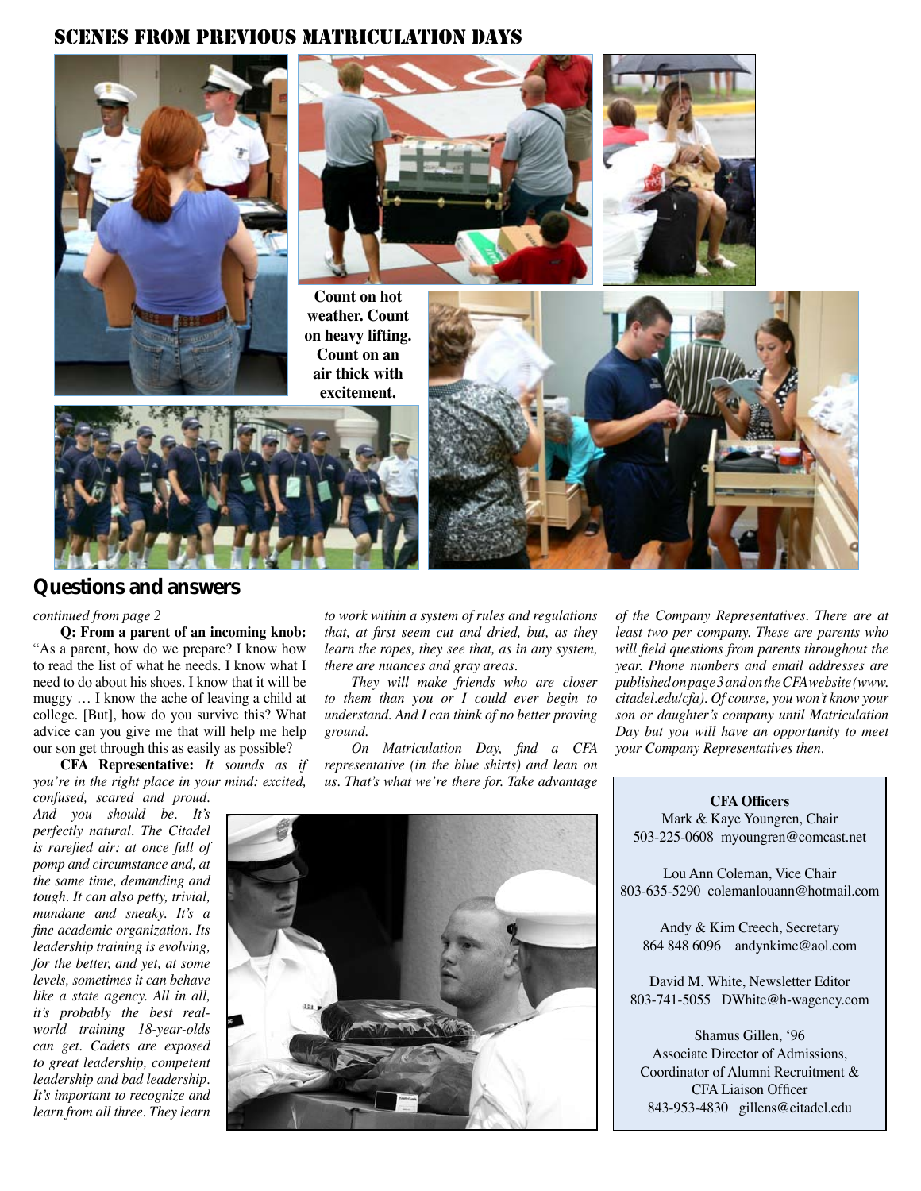## SCENES FROM PREVIOUS MATRICULATION DAYS

**Count on hot weather. Count on heavy lifting. Count on an air thick with excitement.**

## Questions and answers

*continued from page 2*

**Q: From a parent of an incoming knob:** "As a parent, how do we prepare? I know how to read the list of what he needs. I know what I need to do about his shoes. I know that it will be muggy … I know the ache of leaving a child at college. [But], how do you survive this? What advice can you give me that will help me help our son get through this as easily as possible?

**CFA Representative:** *It sounds as if you're in the right place in your mind: excited, confused, scared and proud. And you should be. It's perfectly natural. The Citadel is rarefied air: at once full of pomp and circumstance and, at the same time, demanding and tough. It can also petty, trivial, mundane and sneaky. It's a fine academic organization. Its leadership training is evolving, for the better, and yet, at some levels, sometimes it can behave like a state agency. All in all, it's probably the best real-world training 18-year-olds can get. Cadets are exposed to great leadership, competent leadership and bad leadership. It's important to recognize and learn from all three. They learn to work within a system of rules and regulations that, at first seem cut and dried, but, as they learn the ropes, they see that, as in any system, there are nuances and gray areas.*

*They will make friends who are closer to them than you or I could ever begin to understand. And I can think of no better proving ground.*

*On Matriculation Day, find a CFA representative (in the blue shirts) and lean on us. That's what we're there for. Take advantage of the Company Representatives. There are at least two per company. These are parents who will field questions from parents throughout the year. Phone numbers and email addresses are published on page 3 and on the CFA website (www.citadel.edu/cfa). Of course, you won't know your son or daughter's company until Matriculation Day but you will have an opportunity to meet your Company Representatives then.*

**CFA Officers**

Mark & Kaye Youngren, Chair
503-225-0608 myoungren@comcast.net

Lou Ann Coleman, Vice Chair
803-635-5290 colemanlouann@hotmail.com

Andy & Kim Creech, Secretary
864 848 6096 andynkimc@aol.com

David M. White, Newsletter Editor
803-741-5055 DWhite@h-wagency.com

Shamus Gillen, '96
Associate Director of Admissions,
Coordinator of Alumni Recruitment &
CFA Liaison Officer
843-953-4830 gillens@citadel.edu